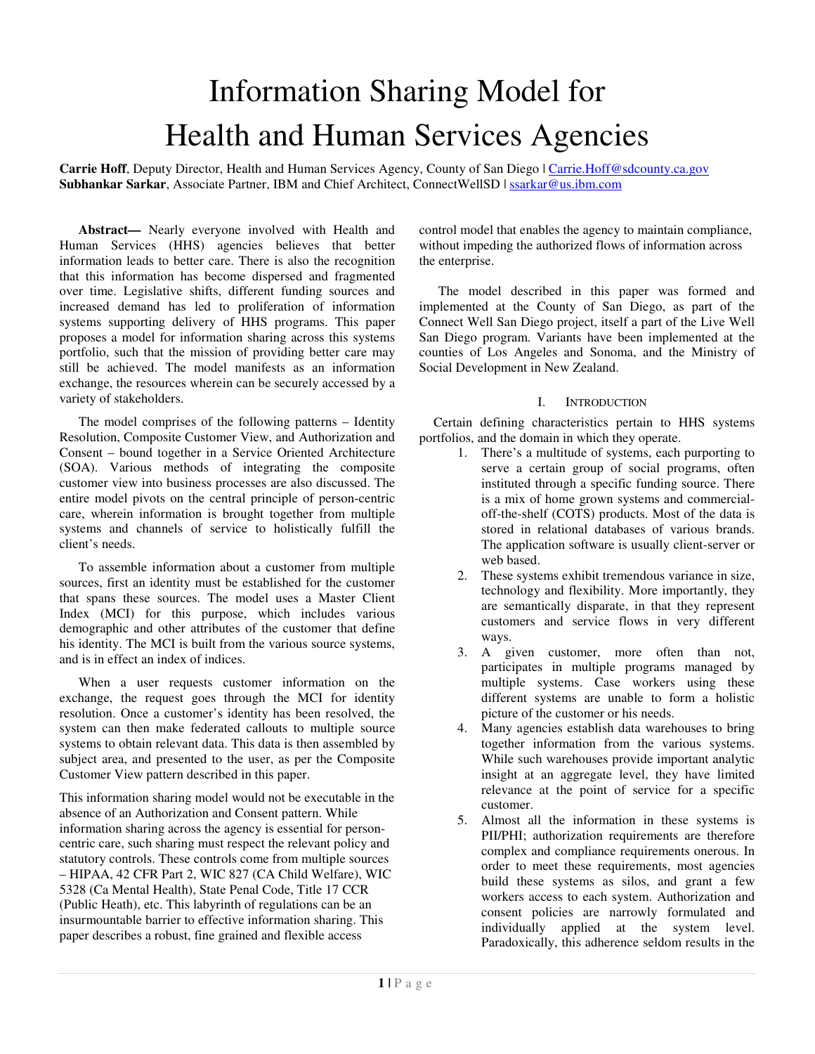# Information Sharing Model for Health and Human Services Agencies

**Carrie Hoff**, Deputy Director, Health and Human Services Agency, County of San Diego | Carrie.Hoff@sdcounty.ca.gov
**Subhankar Sarkar**, Associate Partner, IBM and Chief Architect, ConnectWellSD | ssarkar@us.ibm.com

**Abstract—** Nearly everyone involved with Health and Human Services (HHS) agencies believes that better information leads to better care. There is also the recognition that this information has become dispersed and fragmented over time. Legislative shifts, different funding sources and increased demand has led to proliferation of information systems supporting delivery of HHS programs. This paper proposes a model for information sharing across this systems portfolio, such that the mission of providing better care may still be achieved. The model manifests as an information exchange, the resources wherein can be securely accessed by a variety of stakeholders.

The model comprises of the following patterns – Identity Resolution, Composite Customer View, and Authorization and Consent – bound together in a Service Oriented Architecture (SOA). Various methods of integrating the composite customer view into business processes are also discussed. The entire model pivots on the central principle of person-centric care, wherein information is brought together from multiple systems and channels of service to holistically fulfill the client's needs.

To assemble information about a customer from multiple sources, first an identity must be established for the customer that spans these sources. The model uses a Master Client Index (MCI) for this purpose, which includes various demographic and other attributes of the customer that define his identity. The MCI is built from the various source systems, and is in effect an index of indices.

When a user requests customer information on the exchange, the request goes through the MCI for identity resolution. Once a customer's identity has been resolved, the system can then make federated callouts to multiple source systems to obtain relevant data. This data is then assembled by subject area, and presented to the user, as per the Composite Customer View pattern described in this paper.

This information sharing model would not be executable in the absence of an Authorization and Consent pattern. While information sharing across the agency is essential for person-centric care, such sharing must respect the relevant policy and statutory controls. These controls come from multiple sources – HIPAA, 42 CFR Part 2, WIC 827 (CA Child Welfare), WIC 5328 (Ca Mental Health), State Penal Code, Title 17 CCR (Public Heath), etc. This labyrinth of regulations can be an insurmountable barrier to effective information sharing. This paper describes a robust, fine grained and flexible access control model that enables the agency to maintain compliance, without impeding the authorized flows of information across the enterprise.

The model described in this paper was formed and implemented at the County of San Diego, as part of the Connect Well San Diego project, itself a part of the Live Well San Diego program. Variants have been implemented at the counties of Los Angeles and Sonoma, and the Ministry of Social Development in New Zealand.

## I. Introduction

Certain defining characteristics pertain to HHS systems portfolios, and the domain in which they operate.

1. There's a multitude of systems, each purporting to serve a certain group of social programs, often instituted through a specific funding source. There is a mix of home grown systems and commercial-off-the-shelf (COTS) products. Most of the data is stored in relational databases of various brands. The application software is usually client-server or web based.
2. These systems exhibit tremendous variance in size, technology and flexibility. More importantly, they are semantically disparate, in that they represent customers and service flows in very different ways.
3. A given customer, more often than not, participates in multiple programs managed by multiple systems. Case workers using these different systems are unable to form a holistic picture of the customer or his needs.
4. Many agencies establish data warehouses to bring together information from the various systems. While such warehouses provide important analytic insight at an aggregate level, they have limited relevance at the point of service for a specific customer.
5. Almost all the information in these systems is PII/PHI; authorization requirements are therefore complex and compliance requirements onerous. In order to meet these requirements, most agencies build these systems as silos, and grant a few workers access to each system. Authorization and consent policies are narrowly formulated and individually applied at the system level. Paradoxically, this adherence seldom results in the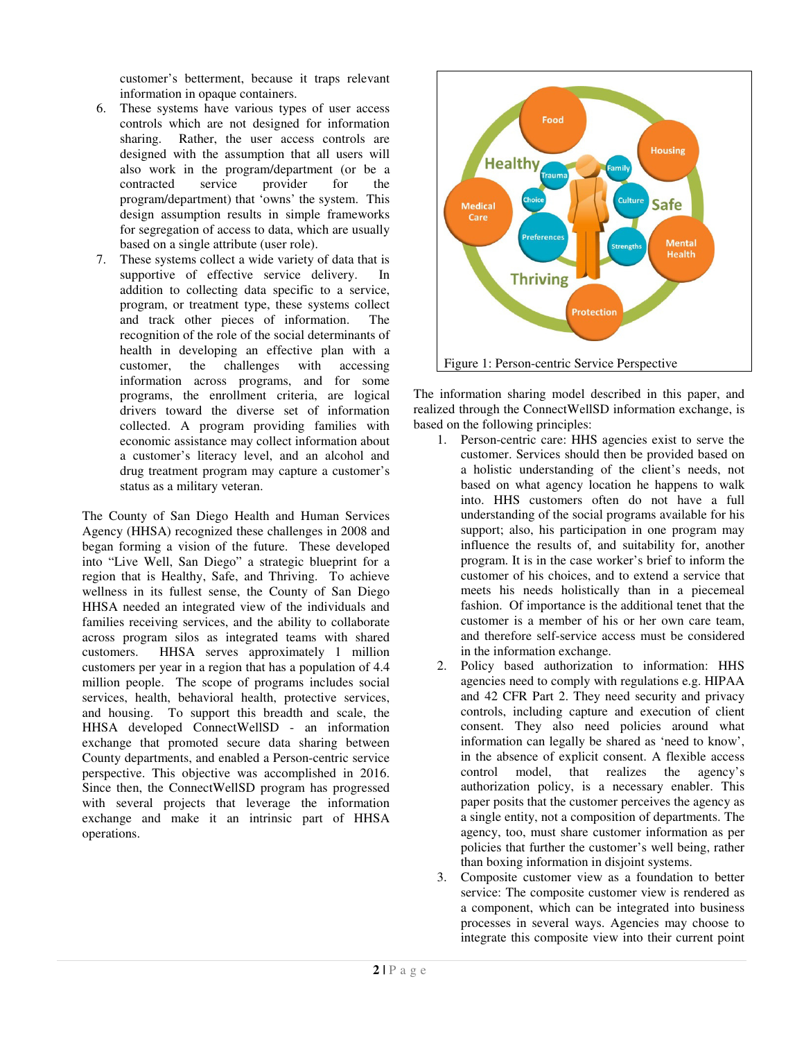customer's betterment, because it traps relevant information in opaque containers.

6. These systems have various types of user access controls which are not designed for information sharing. Rather, the user access controls are designed with the assumption that all users will also work in the program/department (or be a contracted service provider for the program/department) that 'owns' the system. This design assumption results in simple frameworks for segregation of access to data, which are usually based on a single attribute (user role).
7. These systems collect a wide variety of data that is supportive of effective service delivery. In addition to collecting data specific to a service, program, or treatment type, these systems collect and track other pieces of information. The recognition of the role of the social determinants of health in developing an effective plan with a customer, the challenges with accessing information across programs, and for some programs, the enrollment criteria, are logical drivers toward the diverse set of information collected. A program providing families with economic assistance may collect information about a customer's literacy level, and an alcohol and drug treatment program may capture a customer's status as a military veteran.

The County of San Diego Health and Human Services Agency (HHSA) recognized these challenges in 2008 and began forming a vision of the future. These developed into "Live Well, San Diego" a strategic blueprint for a region that is Healthy, Safe, and Thriving. To achieve wellness in its fullest sense, the County of San Diego HHSA needed an integrated view of the individuals and families receiving services, and the ability to collaborate across program silos as integrated teams with shared customers. HHSA serves approximately 1 million customers per year in a region that has a population of 4.4 million people. The scope of programs includes social services, health, behavioral health, protective services, and housing. To support this breadth and scale, the HHSA developed ConnectWellSD - an information exchange that promoted secure data sharing between County departments, and enabled a Person-centric service perspective. This objective was accomplished in 2016. Since then, the ConnectWellSD program has progressed with several projects that leverage the information exchange and make it an intrinsic part of HHSA operations.

Figure 1: Person-centric Service Perspective

The information sharing model described in this paper, and realized through the ConnectWellSD information exchange, is based on the following principles:

1. Person-centric care: HHS agencies exist to serve the customer. Services should then be provided based on a holistic understanding of the client's needs, not based on what agency location he happens to walk into. HHS customers often do not have a full understanding of the social programs available for his support; also, his participation in one program may influence the results of, and suitability for, another program. It is in the case worker's brief to inform the customer of his choices, and to extend a service that meets his needs holistically than in a piecemeal fashion. Of importance is the additional tenet that the customer is a member of his or her own care team, and therefore self-service access must be considered in the information exchange.
2. Policy based authorization to information: HHS agencies need to comply with regulations e.g. HIPAA and 42 CFR Part 2. They need security and privacy controls, including capture and execution of client consent. They also need policies around what information can legally be shared as 'need to know', in the absence of explicit consent. A flexible access control model, that realizes the agency's authorization policy, is a necessary enabler. This paper posits that the customer perceives the agency as a single entity, not a composition of departments. The agency, too, must share customer information as per policies that further the customer's well being, rather than boxing information in disjoint systems.
3. Composite customer view as a foundation to better service: The composite customer view is rendered as a component, which can be integrated into business processes in several ways. Agencies may choose to integrate this composite view into their current point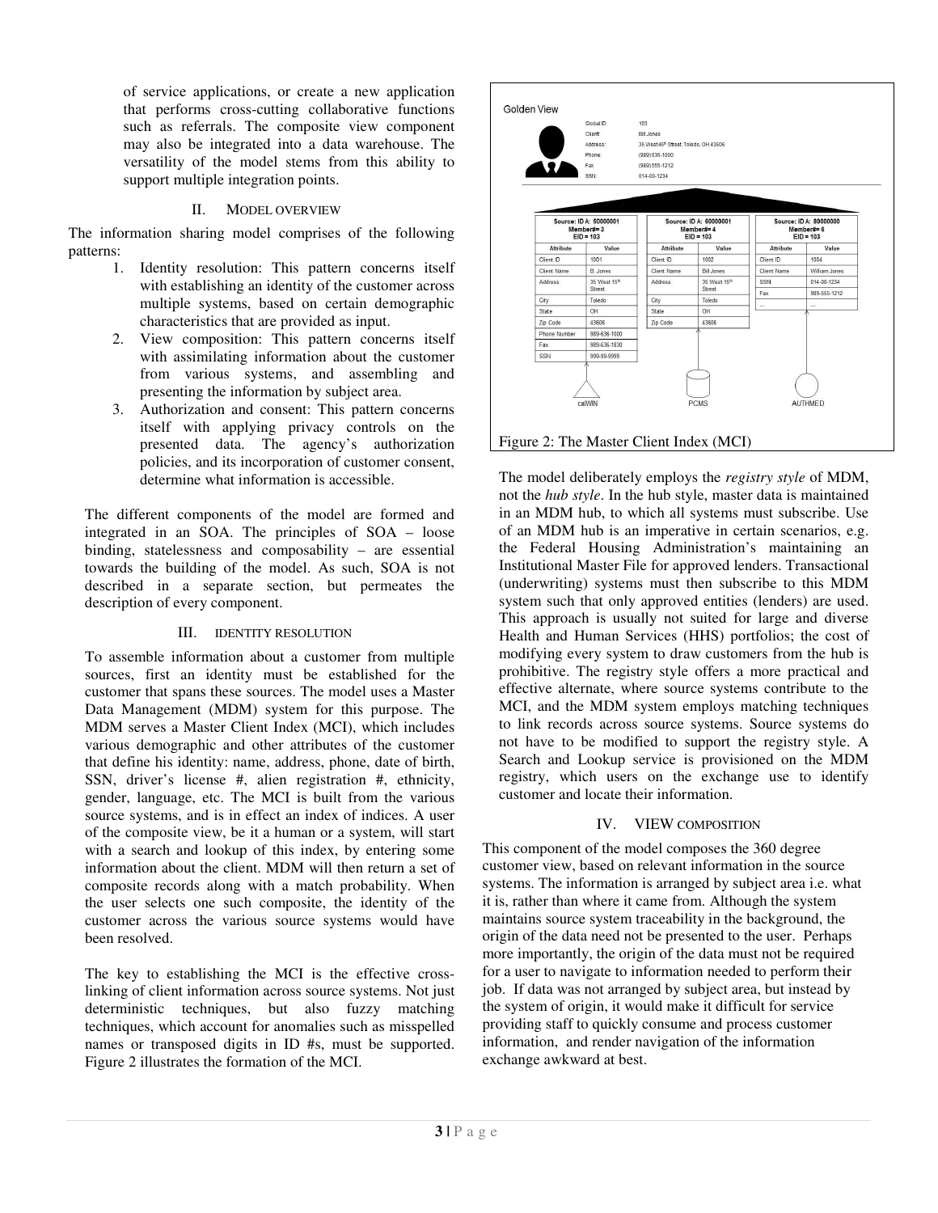of service applications, or create a new application that performs cross-cutting collaborative functions such as referrals. The composite view component may also be integrated into a data warehouse. The versatility of the model stems from this ability to support multiple integration points.

## II. Model Overview

The information sharing model comprises of the following patterns:

1. Identity resolution: This pattern concerns itself with establishing an identity of the customer across multiple systems, based on certain demographic characteristics that are provided as input.
2. View composition: This pattern concerns itself with assimilating information about the customer from various systems, and assembling and presenting the information by subject area.
3. Authorization and consent: This pattern concerns itself with applying privacy controls on the presented data. The agency's authorization policies, and its incorporation of customer consent, determine what information is accessible.

The different components of the model are formed and integrated in an SOA. The principles of SOA – loose binding, statelessness and composability – are essential towards the building of the model. As such, SOA is not described in a separate section, but permeates the description of every component.

## III. Identity Resolution

To assemble information about a customer from multiple sources, first an identity must be established for the customer that spans these sources. The model uses a Master Data Management (MDM) system for this purpose. The MDM serves a Master Client Index (MCI), which includes various demographic and other attributes of the customer that define his identity: name, address, phone, date of birth, SSN, driver's license #, alien registration #, ethnicity, gender, language, etc. The MCI is built from the various source systems, and is in effect an index of indices. A user of the composite view, be it a human or a system, will start with a search and lookup of this index, by entering some information about the client. MDM will then return a set of composite records along with a match probability. When the user selects one such composite, the identity of the customer across the various source systems would have been resolved.

The key to establishing the MCI is the effective cross-linking of client information across source systems. Not just deterministic techniques, but also fuzzy matching techniques, which account for anomalies such as misspelled names or transposed digits in ID #s, must be supported. Figure 2 illustrates the formation of the MCI.

Golden View

| | |
|---|---|
| Global ID: | 103 |
| Client: | Bill Jones |
| Address: | 35 West 45th Street, Toledo, OH 43606 |
| Phone: | (989)636-1000 |
| Fax: | (989)555-1212 |
| SSN: | 014-00-1234 |

Source: ID A: 50000001, Member# = 3, EID = 103 (calWIN)

| Attribute | Value |
|---|---|
| Client ID | 1001 |
| Client Name | B. Jones |
| Address | 35 West 15th Street |
| City | Toledo |
| State | OH |
| Zip Code | 43606 |
| Phone Number | 989-636-1000 |
| Fax | 989-636-1830 |
| SSN | 999-99-9999 |

Source: ID A: 60000001, Member# = 4, EID = 103 (PCMS)

| Attribute | Value |
|---|---|
| Client ID | 1002 |
| Client Name | Bill Jones |
| Address | 35 West 15th Street |
| City | Toledo |
| State | OH |
| Zip Code | 43606 |

Source: ID A: 80000000, Member# = 6, EID = 103 (AUTHMED)

| Attribute | Value |
|---|---|
| Client ID | 1004 |
| Client Name | William Jones |
| SSN | 014-00-1234 |
| Fax | 989-555-1212 |
| ... | ... |

Figure 2: The Master Client Index (MCI)

The model deliberately employs the *registry style* of MDM, not the *hub style*. In the hub style, master data is maintained in an MDM hub, to which all systems must subscribe. Use of an MDM hub is an imperative in certain scenarios, e.g. the Federal Housing Administration's maintaining an Institutional Master File for approved lenders. Transactional (underwriting) systems must then subscribe to this MDM system such that only approved entities (lenders) are used. This approach is usually not suited for large and diverse Health and Human Services (HHS) portfolios; the cost of modifying every system to draw customers from the hub is prohibitive. The registry style offers a more practical and effective alternate, where source systems contribute to the MCI, and the MDM system employs matching techniques to link records across source systems. Source systems do not have to be modified to support the registry style. A Search and Lookup service is provisioned on the MDM registry, which users on the exchange use to identify customer and locate their information.

## IV. View Composition

This component of the model composes the 360 degree customer view, based on relevant information in the source systems. The information is arranged by subject area i.e. what it is, rather than where it came from. Although the system maintains source system traceability in the background, the origin of the data need not be presented to the user. Perhaps more importantly, the origin of the data must not be required for a user to navigate to information needed to perform their job. If data was not arranged by subject area, but instead by the system of origin, it would make it difficult for service providing staff to quickly consume and process customer information, and render navigation of the information exchange awkward at best.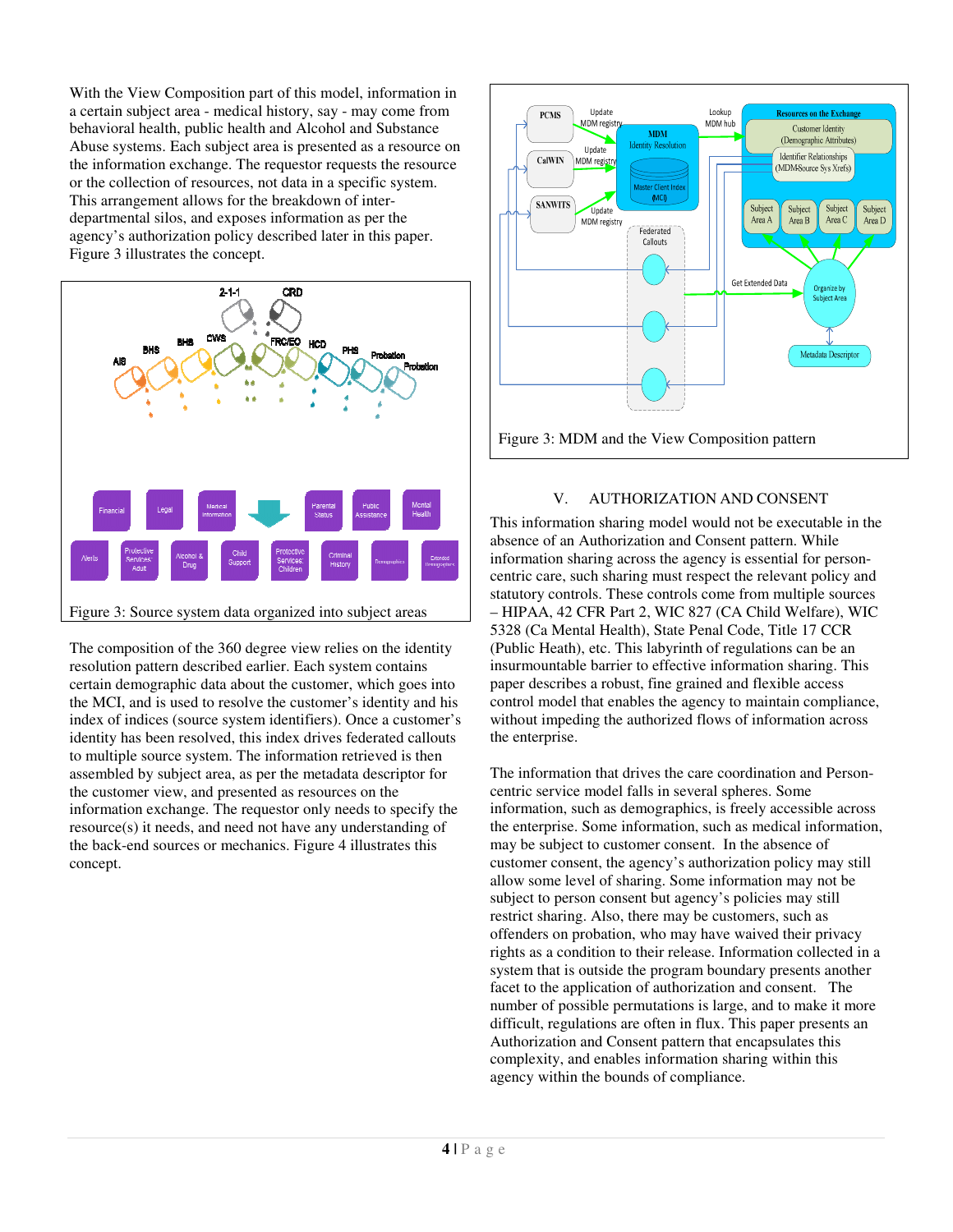With the View Composition part of this model, information in a certain subject area - medical history, say - may come from behavioral health, public health and Alcohol and Substance Abuse systems. Each subject area is presented as a resource on the information exchange. The requestor requests the resource or the collection of resources, not data in a specific system. This arrangement allows for the breakdown of inter-departmental silos, and exposes information as per the agency's authorization policy described later in this paper. Figure 3 illustrates the concept.

Figure 3: Source system data organized into subject areas

The composition of the 360 degree view relies on the identity resolution pattern described earlier. Each system contains certain demographic data about the customer, which goes into the MCI, and is used to resolve the customer's identity and his index of indices (source system identifiers). Once a customer's identity has been resolved, this index drives federated callouts to multiple source system. The information retrieved is then assembled by subject area, as per the metadata descriptor for the customer view, and presented as resources on the information exchange. The requestor only needs to specify the resource(s) it needs, and need not have any understanding of the back-end sources or mechanics. Figure 4 illustrates this concept.

Figure 3: MDM and the View Composition pattern

## V. AUTHORIZATION AND CONSENT

This information sharing model would not be executable in the absence of an Authorization and Consent pattern. While information sharing across the agency is essential for person-centric care, such sharing must respect the relevant policy and statutory controls. These controls come from multiple sources – HIPAA, 42 CFR Part 2, WIC 827 (CA Child Welfare), WIC 5328 (Ca Mental Health), State Penal Code, Title 17 CCR (Public Heath), etc. This labyrinth of regulations can be an insurmountable barrier to effective information sharing. This paper describes a robust, fine grained and flexible access control model that enables the agency to maintain compliance, without impeding the authorized flows of information across the enterprise.

The information that drives the care coordination and Person-centric service model falls in several spheres. Some information, such as demographics, is freely accessible across the enterprise. Some information, such as medical information, may be subject to customer consent. In the absence of customer consent, the agency's authorization policy may still allow some level of sharing. Some information may not be subject to person consent but agency's policies may still restrict sharing. Also, there may be customers, such as offenders on probation, who may have waived their privacy rights as a condition to their release. Information collected in a system that is outside the program boundary presents another facet to the application of authorization and consent. The number of possible permutations is large, and to make it more difficult, regulations are often in flux. This paper presents an Authorization and Consent pattern that encapsulates this complexity, and enables information sharing within this agency within the bounds of compliance.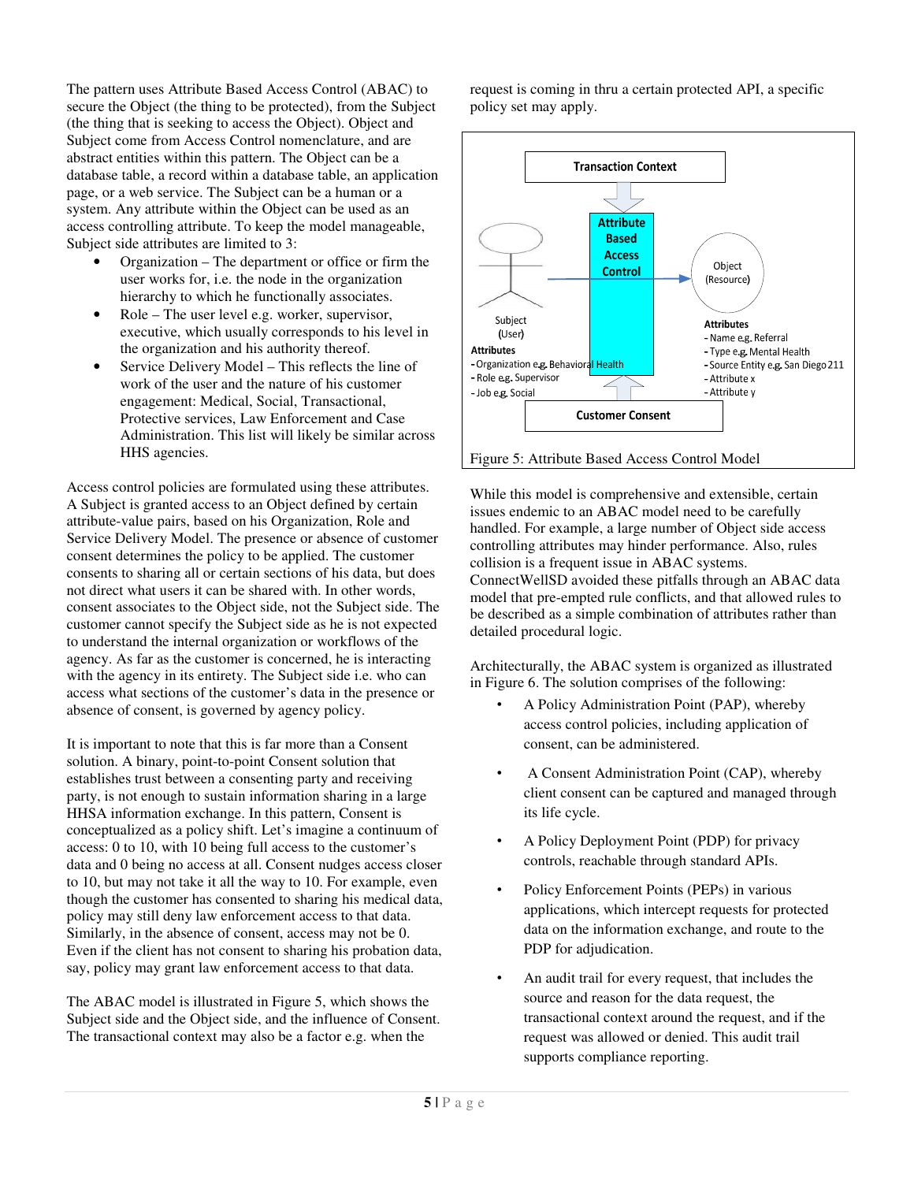The pattern uses Attribute Based Access Control (ABAC) to secure the Object (the thing to be protected), from the Subject (the thing that is seeking to access the Object). Object and Subject come from Access Control nomenclature, and are abstract entities within this pattern. The Object can be a database table, a record within a database table, an application page, or a web service. The Subject can be a human or a system. Any attribute within the Object can be used as an access controlling attribute. To keep the model manageable, Subject side attributes are limited to 3:

- Organization – The department or office or firm the user works for, i.e. the node in the organization hierarchy to which he functionally associates.
- Role – The user level e.g. worker, supervisor, executive, which usually corresponds to his level in the organization and his authority thereof.
- Service Delivery Model – This reflects the line of work of the user and the nature of his customer engagement: Medical, Social, Transactional, Protective services, Law Enforcement and Case Administration. This list will likely be similar across HHS agencies.

Access control policies are formulated using these attributes. A Subject is granted access to an Object defined by certain attribute-value pairs, based on his Organization, Role and Service Delivery Model. The presence or absence of customer consent determines the policy to be applied. The customer consents to sharing all or certain sections of his data, but does not direct what users it can be shared with. In other words, consent associates to the Object side, not the Subject side. The customer cannot specify the Subject side as he is not expected to understand the internal organization or workflows of the agency. As far as the customer is concerned, he is interacting with the agency in its entirety. The Subject side i.e. who can access what sections of the customer's data in the presence or absence of consent, is governed by agency policy.

It is important to note that this is far more than a Consent solution. A binary, point-to-point Consent solution that establishes trust between a consenting party and receiving party, is not enough to sustain information sharing in a large HHSA information exchange. In this pattern, Consent is conceptualized as a policy shift. Let's imagine a continuum of access: 0 to 10, with 10 being full access to the customer's data and 0 being no access at all. Consent nudges access closer to 10, but may not take it all the way to 10. For example, even though the customer has consented to sharing his medical data, policy may still deny law enforcement access to that data. Similarly, in the absence of consent, access may not be 0. Even if the client has not consent to sharing his probation data, say, policy may grant law enforcement access to that data.

The ABAC model is illustrated in Figure 5, which shows the Subject side and the Object side, and the influence of Consent. The transactional context may also be a factor e.g. when the request is coming in thru a certain protected API, a specific policy set may apply.

Transaction Context

Attribute Based Access Control

Subject (User)

Attributes
- Organization e.g. Behavioral Health
- Role e.g. Supervisor
- Job e.g. Social

Object (Resource)

Attributes
- Name e.g. Referral
- Type e.g. Mental Health
- Source Entity e.g. San Diego 211
- Attribute x
- Attribute y

Customer Consent

Figure 5: Attribute Based Access Control Model

While this model is comprehensive and extensible, certain issues endemic to an ABAC model need to be carefully handled. For example, a large number of Object side access controlling attributes may hinder performance. Also, rules collision is a frequent issue in ABAC systems. ConnectWellSD avoided these pitfalls through an ABAC data model that pre-empted rule conflicts, and that allowed rules to be described as a simple combination of attributes rather than detailed procedural logic.

Architecturally, the ABAC system is organized as illustrated in Figure 6. The solution comprises of the following:

- A Policy Administration Point (PAP), whereby access control policies, including application of consent, can be administered.
- A Consent Administration Point (CAP), whereby client consent can be captured and managed through its life cycle.
- A Policy Deployment Point (PDP) for privacy controls, reachable through standard APIs.
- Policy Enforcement Points (PEPs) in various applications, which intercept requests for protected data on the information exchange, and route to the PDP for adjudication.
- An audit trail for every request, that includes the source and reason for the data request, the transactional context around the request, and if the request was allowed or denied. This audit trail supports compliance reporting.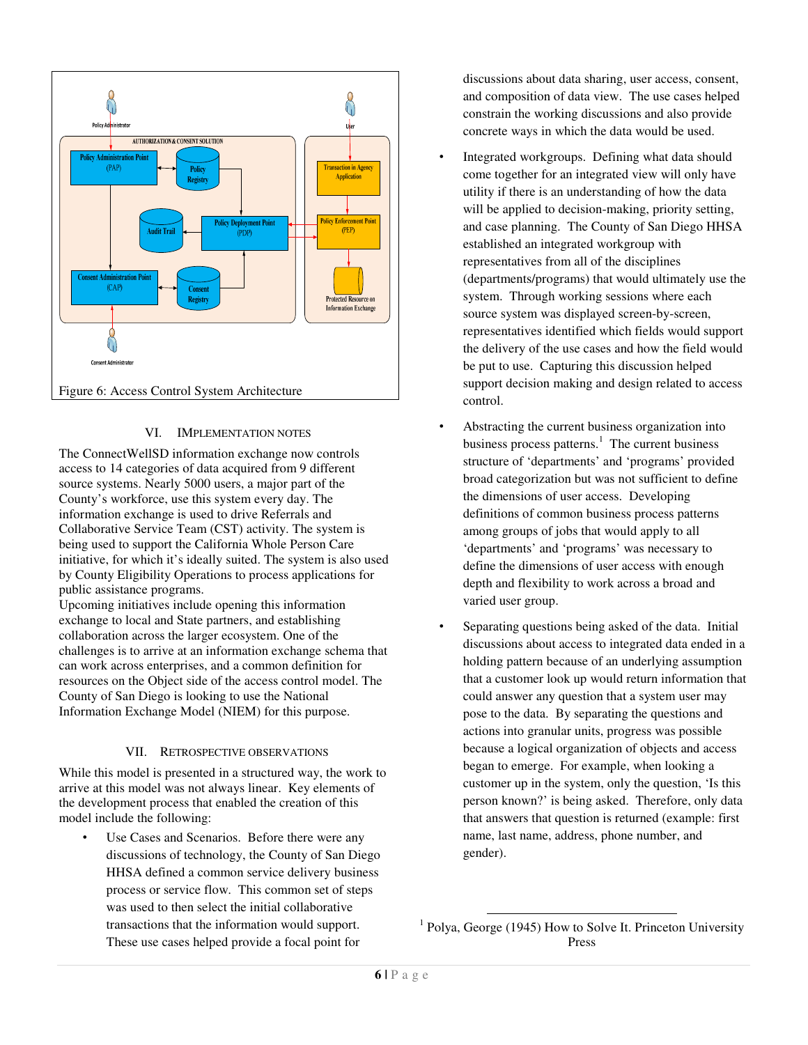Policy Administrator

AUTHORIZATION & CONSENT SOLUTION

Policy Administration Point (PAP)

Policy Registry

Audit Trail

Policy Deployment Point (PDP)

Consent Administration Point (CAP)

Consent Registry

Consent Administrator

User

Transaction in Agency Application

Policy Enforcement Point (PEP)

Protected Resource on Information Exchange

Figure 6: Access Control System Architecture

## VI. IMPLEMENTATION NOTES

The ConnectWellSD information exchange now controls access to 14 categories of data acquired from 9 different source systems. Nearly 5000 users, a major part of the County's workforce, use this system every day. The information exchange is used to drive Referrals and Collaborative Service Team (CST) activity. The system is being used to support the California Whole Person Care initiative, for which it's ideally suited. The system is also used by County Eligibility Operations to process applications for public assistance programs.

Upcoming initiatives include opening this information exchange to local and State partners, and establishing collaboration across the larger ecosystem. One of the challenges is to arrive at an information exchange schema that can work across enterprises, and a common definition for resources on the Object side of the access control model. The County of San Diego is looking to use the National Information Exchange Model (NIEM) for this purpose.

## VII. RETROSPECTIVE OBSERVATIONS

While this model is presented in a structured way, the work to arrive at this model was not always linear. Key elements of the development process that enabled the creation of this model include the following:

- Use Cases and Scenarios. Before there were any discussions of technology, the County of San Diego HHSA defined a common service delivery business process or service flow. This common set of steps was used to then select the initial collaborative transactions that the information would support. These use cases helped provide a focal point for discussions about data sharing, user access, consent, and composition of data view. The use cases helped constrain the working discussions and also provide concrete ways in which the data would be used.
- Integrated workgroups. Defining what data should come together for an integrated view will only have utility if there is an understanding of how the data will be applied to decision-making, priority setting, and case planning. The County of San Diego HHSA established an integrated workgroup with representatives from all of the disciplines (departments/programs) that would ultimately use the system. Through working sessions where each source system was displayed screen-by-screen, representatives identified which fields would support the delivery of the use cases and how the field would be put to use. Capturing this discussion helped support decision making and design related to access control.
- Abstracting the current business organization into business process patterns.[1] The current business structure of 'departments' and 'programs' provided broad categorization but was not sufficient to define the dimensions of user access. Developing definitions of common business process patterns among groups of jobs that would apply to all 'departments' and 'programs' was necessary to define the dimensions of user access with enough depth and flexibility to work across a broad and varied user group.
- Separating questions being asked of the data. Initial discussions about access to integrated data ended in a holding pattern because of an underlying assumption that a customer look up would return information that could answer any question that a system user may pose to the data. By separating the questions and actions into granular units, progress was possible because a logical organization of objects and access began to emerge. For example, when looking a customer up in the system, only the question, 'Is this person known?' is being asked. Therefore, only data that answers that question is returned (example: first name, last name, address, phone number, and gender).

[1] Polya, George (1945) How to Solve It. Princeton University Press